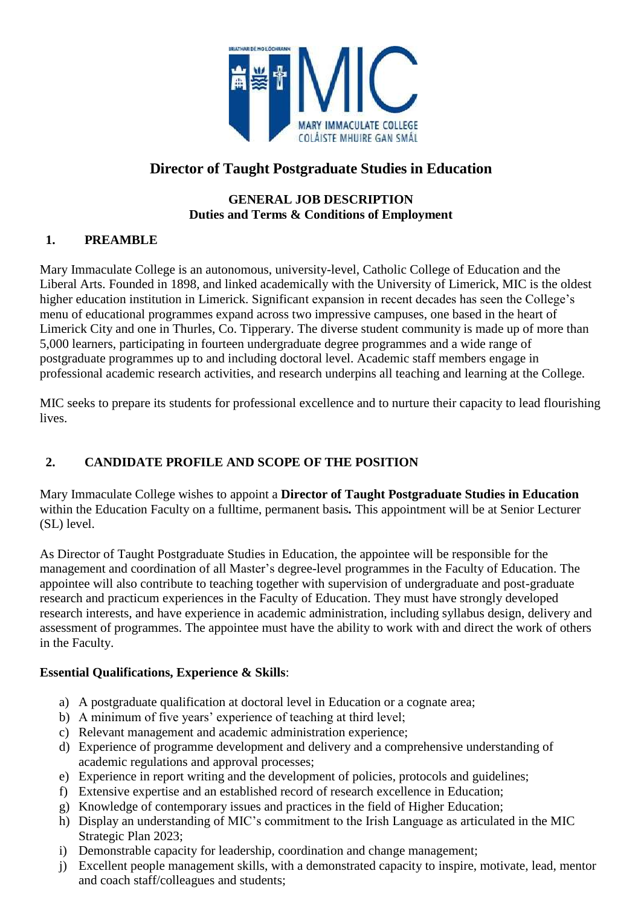# Director of Taught Postgraduate Studies in Education

**GENERAL JOB DESCRIPTION**
**Duties and Terms & Conditions of Employment**

## 1. PREAMBLE

Mary Immaculate College is an autonomous, university-level, Catholic College of Education and the Liberal Arts. Founded in 1898, and linked academically with the University of Limerick, MIC is the oldest higher education institution in Limerick. Significant expansion in recent decades has seen the College's menu of educational programmes expand across two impressive campuses, one based in the heart of Limerick City and one in Thurles, Co. Tipperary. The diverse student community is made up of more than 5,000 learners, participating in fourteen undergraduate degree programmes and a wide range of postgraduate programmes up to and including doctoral level. Academic staff members engage in professional academic research activities, and research underpins all teaching and learning at the College.

MIC seeks to prepare its students for professional excellence and to nurture their capacity to lead flourishing lives.

## 2. CANDIDATE PROFILE AND SCOPE OF THE POSITION

Mary Immaculate College wishes to appoint a **Director of Taught Postgraduate Studies in Education** within the Education Faculty on a fulltime, permanent basis**.** This appointment will be at Senior Lecturer (SL) level.

As Director of Taught Postgraduate Studies in Education, the appointee will be responsible for the management and coordination of all Master's degree-level programmes in the Faculty of Education. The appointee will also contribute to teaching together with supervision of undergraduate and post-graduate research and practicum experiences in the Faculty of Education. They must have strongly developed research interests, and have experience in academic administration, including syllabus design, delivery and assessment of programmes. The appointee must have the ability to work with and direct the work of others in the Faculty.

**Essential Qualifications, Experience & Skills**:

a) A postgraduate qualification at doctoral level in Education or a cognate area;
b) A minimum of five years' experience of teaching at third level;
c) Relevant management and academic administration experience;
d) Experience of programme development and delivery and a comprehensive understanding of academic regulations and approval processes;
e) Experience in report writing and the development of policies, protocols and guidelines;
f) Extensive expertise and an established record of research excellence in Education;
g) Knowledge of contemporary issues and practices in the field of Higher Education;
h) Display an understanding of MIC's commitment to the Irish Language as articulated in the MIC Strategic Plan 2023;
i) Demonstrable capacity for leadership, coordination and change management;
j) Excellent people management skills, with a demonstrated capacity to inspire, motivate, lead, mentor and coach staff/colleagues and students;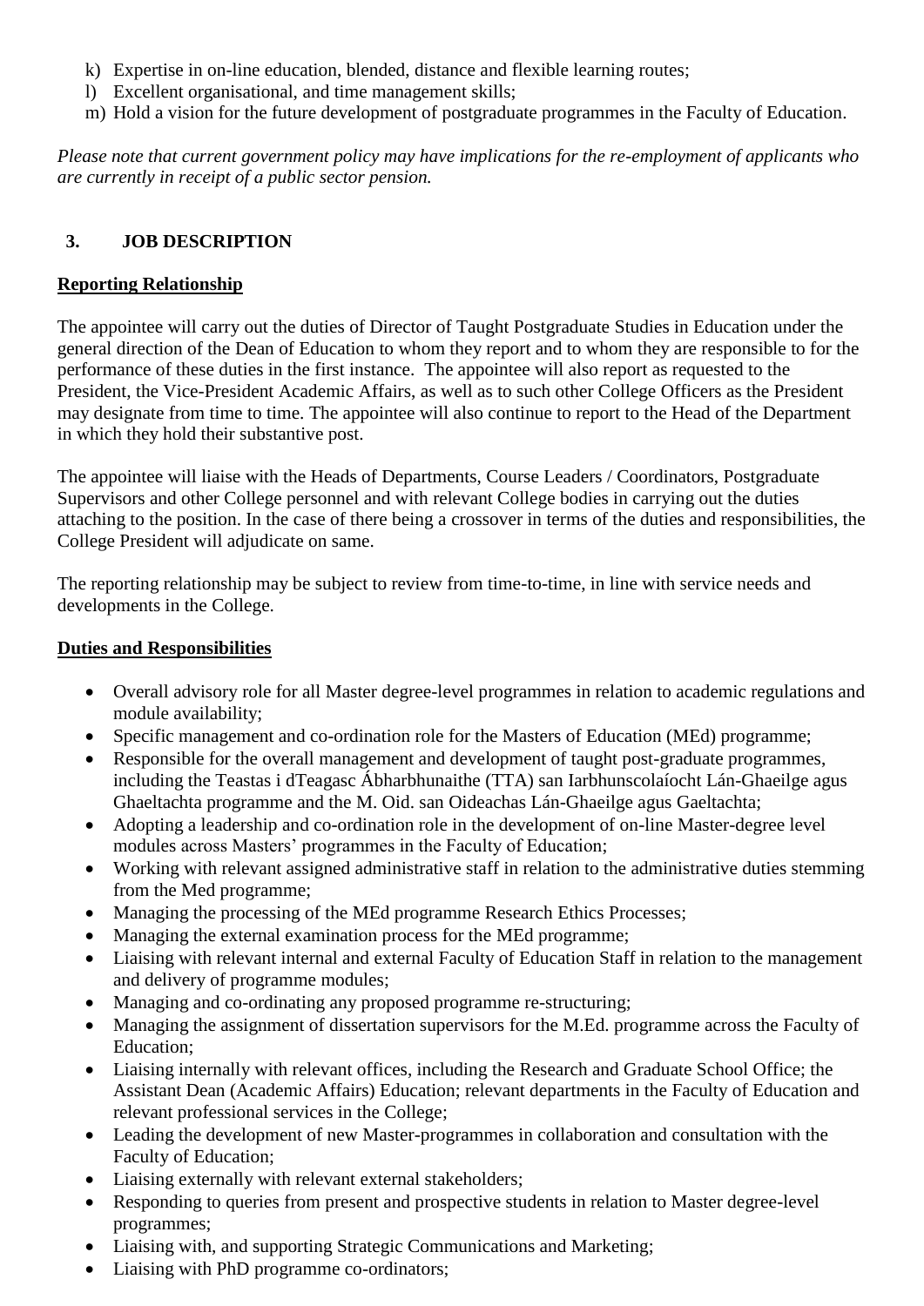k) Expertise in on-line education, blended, distance and flexible learning routes;
l) Excellent organisational, and time management skills;
m) Hold a vision for the future development of postgraduate programmes in the Faculty of Education.

*Please note that current government policy may have implications for the re-employment of applicants who are currently in receipt of a public sector pension.*

## 3. JOB DESCRIPTION

### Reporting Relationship

The appointee will carry out the duties of Director of Taught Postgraduate Studies in Education under the general direction of the Dean of Education to whom they report and to whom they are responsible to for the performance of these duties in the first instance. The appointee will also report as requested to the President, the Vice-President Academic Affairs, as well as to such other College Officers as the President may designate from time to time. The appointee will also continue to report to the Head of the Department in which they hold their substantive post.

The appointee will liaise with the Heads of Departments, Course Leaders / Coordinators, Postgraduate Supervisors and other College personnel and with relevant College bodies in carrying out the duties attaching to the position. In the case of there being a crossover in terms of the duties and responsibilities, the College President will adjudicate on same.

The reporting relationship may be subject to review from time-to-time, in line with service needs and developments in the College.

### Duties and Responsibilities

- Overall advisory role for all Master degree-level programmes in relation to academic regulations and module availability;
- Specific management and co-ordination role for the Masters of Education (MEd) programme;
- Responsible for the overall management and development of taught post-graduate programmes, including the Teastas i dTeagasc Ábharbhunaithe (TTA) san Iarbhunscolaíocht Lán-Ghaeilge agus Ghaeltachta programme and the M. Oid. san Oideachas Lán-Ghaeilge agus Gaeltachta;
- Adopting a leadership and co-ordination role in the development of on-line Master-degree level modules across Masters' programmes in the Faculty of Education;
- Working with relevant assigned administrative staff in relation to the administrative duties stemming from the Med programme;
- Managing the processing of the MEd programme Research Ethics Processes;
- Managing the external examination process for the MEd programme;
- Liaising with relevant internal and external Faculty of Education Staff in relation to the management and delivery of programme modules;
- Managing and co-ordinating any proposed programme re-structuring;
- Managing the assignment of dissertation supervisors for the M.Ed. programme across the Faculty of Education;
- Liaising internally with relevant offices, including the Research and Graduate School Office; the Assistant Dean (Academic Affairs) Education; relevant departments in the Faculty of Education and relevant professional services in the College;
- Leading the development of new Master-programmes in collaboration and consultation with the Faculty of Education;
- Liaising externally with relevant external stakeholders;
- Responding to queries from present and prospective students in relation to Master degree-level programmes;
- Liaising with, and supporting Strategic Communications and Marketing;
- Liaising with PhD programme co-ordinators;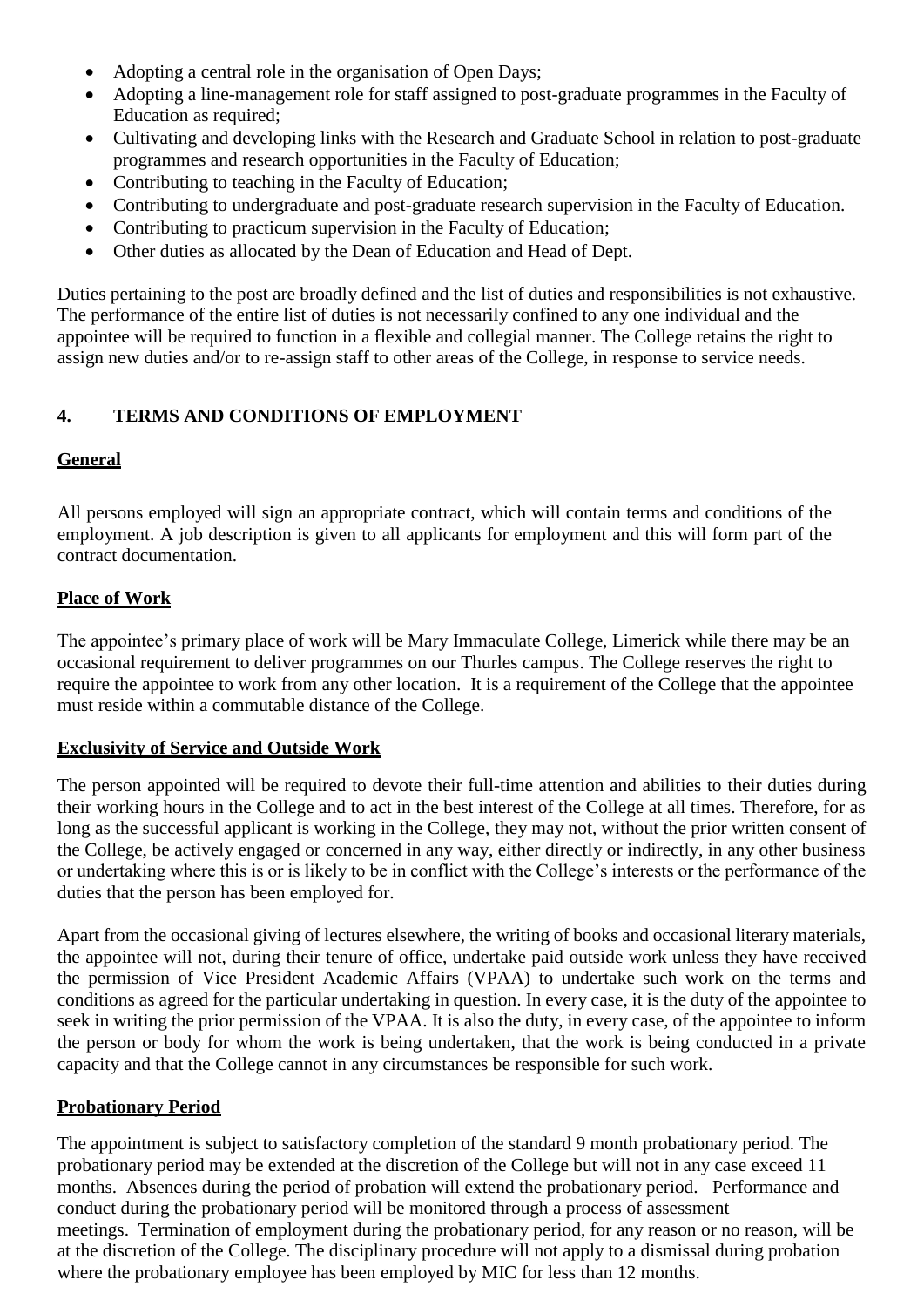- Adopting a central role in the organisation of Open Days;
- Adopting a line-management role for staff assigned to post-graduate programmes in the Faculty of Education as required;
- Cultivating and developing links with the Research and Graduate School in relation to post-graduate programmes and research opportunities in the Faculty of Education;
- Contributing to teaching in the Faculty of Education;
- Contributing to undergraduate and post-graduate research supervision in the Faculty of Education.
- Contributing to practicum supervision in the Faculty of Education;
- Other duties as allocated by the Dean of Education and Head of Dept.

Duties pertaining to the post are broadly defined and the list of duties and responsibilities is not exhaustive. The performance of the entire list of duties is not necessarily confined to any one individual and the appointee will be required to function in a flexible and collegial manner. The College retains the right to assign new duties and/or to re-assign staff to other areas of the College, in response to service needs.

## 4. TERMS AND CONDITIONS OF EMPLOYMENT

### General

All persons employed will sign an appropriate contract, which will contain terms and conditions of the employment. A job description is given to all applicants for employment and this will form part of the contract documentation.

### Place of Work

The appointee's primary place of work will be Mary Immaculate College, Limerick while there may be an occasional requirement to deliver programmes on our Thurles campus. The College reserves the right to require the appointee to work from any other location. It is a requirement of the College that the appointee must reside within a commutable distance of the College.

### Exclusivity of Service and Outside Work

The person appointed will be required to devote their full-time attention and abilities to their duties during their working hours in the College and to act in the best interest of the College at all times. Therefore, for as long as the successful applicant is working in the College, they may not, without the prior written consent of the College, be actively engaged or concerned in any way, either directly or indirectly, in any other business or undertaking where this is or is likely to be in conflict with the College's interests or the performance of the duties that the person has been employed for.

Apart from the occasional giving of lectures elsewhere, the writing of books and occasional literary materials, the appointee will not, during their tenure of office, undertake paid outside work unless they have received the permission of Vice President Academic Affairs (VPAA) to undertake such work on the terms and conditions as agreed for the particular undertaking in question. In every case, it is the duty of the appointee to seek in writing the prior permission of the VPAA. It is also the duty, in every case, of the appointee to inform the person or body for whom the work is being undertaken, that the work is being conducted in a private capacity and that the College cannot in any circumstances be responsible for such work.

### Probationary Period

The appointment is subject to satisfactory completion of the standard 9 month probationary period. The probationary period may be extended at the discretion of the College but will not in any case exceed 11 months. Absences during the period of probation will extend the probationary period. Performance and conduct during the probationary period will be monitored through a process of assessment meetings. Termination of employment during the probationary period, for any reason or no reason, will be at the discretion of the College. The disciplinary procedure will not apply to a dismissal during probation where the probationary employee has been employed by MIC for less than 12 months.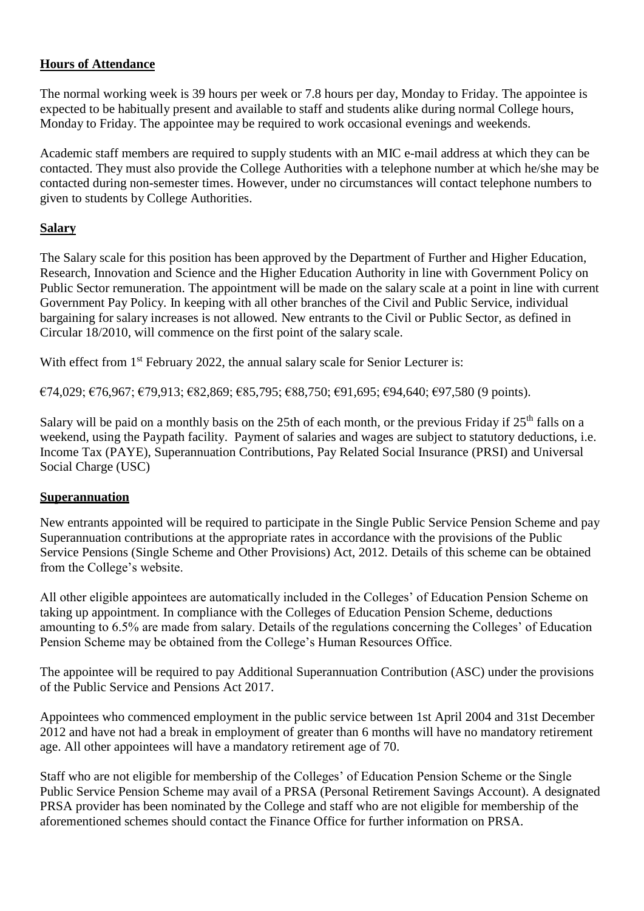**Hours of Attendance**

The normal working week is 39 hours per week or 7.8 hours per day, Monday to Friday. The appointee is expected to be habitually present and available to staff and students alike during normal College hours, Monday to Friday. The appointee may be required to work occasional evenings and weekends.

Academic staff members are required to supply students with an MIC e-mail address at which they can be contacted. They must also provide the College Authorities with a telephone number at which he/she may be contacted during non-semester times. However, under no circumstances will contact telephone numbers to given to students by College Authorities.

**Salary**

The Salary scale for this position has been approved by the Department of Further and Higher Education, Research, Innovation and Science and the Higher Education Authority in line with Government Policy on Public Sector remuneration. The appointment will be made on the salary scale at a point in line with current Government Pay Policy. In keeping with all other branches of the Civil and Public Service, individual bargaining for salary increases is not allowed. New entrants to the Civil or Public Sector, as defined in Circular 18/2010, will commence on the first point of the salary scale.

With effect from 1st February 2022, the annual salary scale for Senior Lecturer is:

€74,029; €76,967; €79,913; €82,869; €85,795; €88,750; €91,695; €94,640; €97,580 (9 points).

Salary will be paid on a monthly basis on the 25th of each month, or the previous Friday if 25th falls on a weekend, using the Paypath facility. Payment of salaries and wages are subject to statutory deductions, i.e. Income Tax (PAYE), Superannuation Contributions, Pay Related Social Insurance (PRSI) and Universal Social Charge (USC)

**Superannuation**

New entrants appointed will be required to participate in the Single Public Service Pension Scheme and pay Superannuation contributions at the appropriate rates in accordance with the provisions of the Public Service Pensions (Single Scheme and Other Provisions) Act, 2012. Details of this scheme can be obtained from the College's website.

All other eligible appointees are automatically included in the Colleges' of Education Pension Scheme on taking up appointment. In compliance with the Colleges of Education Pension Scheme, deductions amounting to 6.5% are made from salary. Details of the regulations concerning the Colleges' of Education Pension Scheme may be obtained from the College's Human Resources Office.

The appointee will be required to pay Additional Superannuation Contribution (ASC) under the provisions of the Public Service and Pensions Act 2017.

Appointees who commenced employment in the public service between 1st April 2004 and 31st December 2012 and have not had a break in employment of greater than 6 months will have no mandatory retirement age. All other appointees will have a mandatory retirement age of 70.

Staff who are not eligible for membership of the Colleges' of Education Pension Scheme or the Single Public Service Pension Scheme may avail of a PRSA (Personal Retirement Savings Account). A designated PRSA provider has been nominated by the College and staff who are not eligible for membership of the aforementioned schemes should contact the Finance Office for further information on PRSA.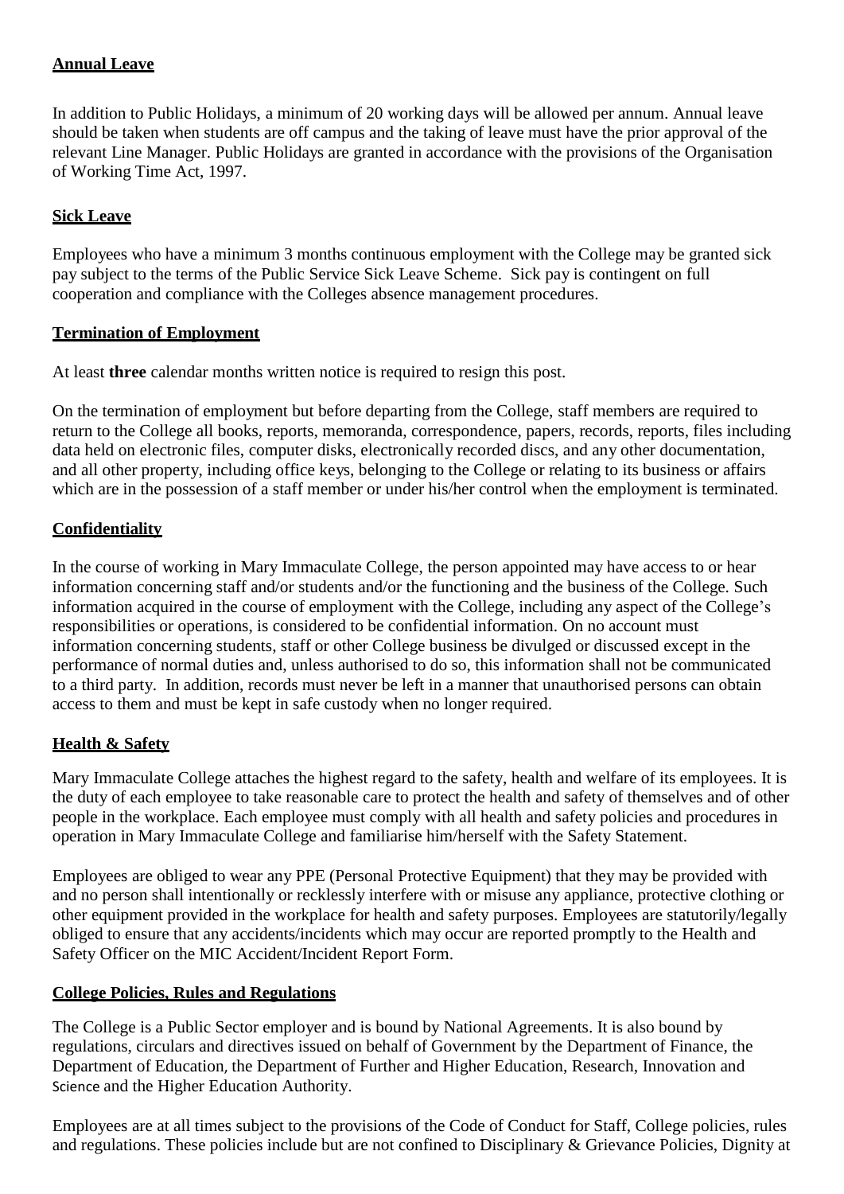**Annual Leave**

In addition to Public Holidays, a minimum of 20 working days will be allowed per annum. Annual leave should be taken when students are off campus and the taking of leave must have the prior approval of the relevant Line Manager. Public Holidays are granted in accordance with the provisions of the Organisation of Working Time Act, 1997.

**Sick Leave**

Employees who have a minimum 3 months continuous employment with the College may be granted sick pay subject to the terms of the Public Service Sick Leave Scheme. Sick pay is contingent on full cooperation and compliance with the Colleges absence management procedures.

**Termination of Employment**

At least **three** calendar months written notice is required to resign this post.

On the termination of employment but before departing from the College, staff members are required to return to the College all books, reports, memoranda, correspondence, papers, records, reports, files including data held on electronic files, computer disks, electronically recorded discs, and any other documentation, and all other property, including office keys, belonging to the College or relating to its business or affairs which are in the possession of a staff member or under his/her control when the employment is terminated.

**Confidentiality**

In the course of working in Mary Immaculate College, the person appointed may have access to or hear information concerning staff and/or students and/or the functioning and the business of the College. Such information acquired in the course of employment with the College, including any aspect of the College's responsibilities or operations, is considered to be confidential information. On no account must information concerning students, staff or other College business be divulged or discussed except in the performance of normal duties and, unless authorised to do so, this information shall not be communicated to a third party. In addition, records must never be left in a manner that unauthorised persons can obtain access to them and must be kept in safe custody when no longer required.

**Health & Safety**

Mary Immaculate College attaches the highest regard to the safety, health and welfare of its employees. It is the duty of each employee to take reasonable care to protect the health and safety of themselves and of other people in the workplace. Each employee must comply with all health and safety policies and procedures in operation in Mary Immaculate College and familiarise him/herself with the Safety Statement.

Employees are obliged to wear any PPE (Personal Protective Equipment) that they may be provided with and no person shall intentionally or recklessly interfere with or misuse any appliance, protective clothing or other equipment provided in the workplace for health and safety purposes. Employees are statutorily/legally obliged to ensure that any accidents/incidents which may occur are reported promptly to the Health and Safety Officer on the MIC Accident/Incident Report Form.

**College Policies, Rules and Regulations**

The College is a Public Sector employer and is bound by National Agreements. It is also bound by regulations, circulars and directives issued on behalf of Government by the Department of Finance, the Department of Education, the Department of Further and Higher Education, Research, Innovation and Science and the Higher Education Authority.

Employees are at all times subject to the provisions of the Code of Conduct for Staff, College policies, rules and regulations. These policies include but are not confined to Disciplinary & Grievance Policies, Dignity at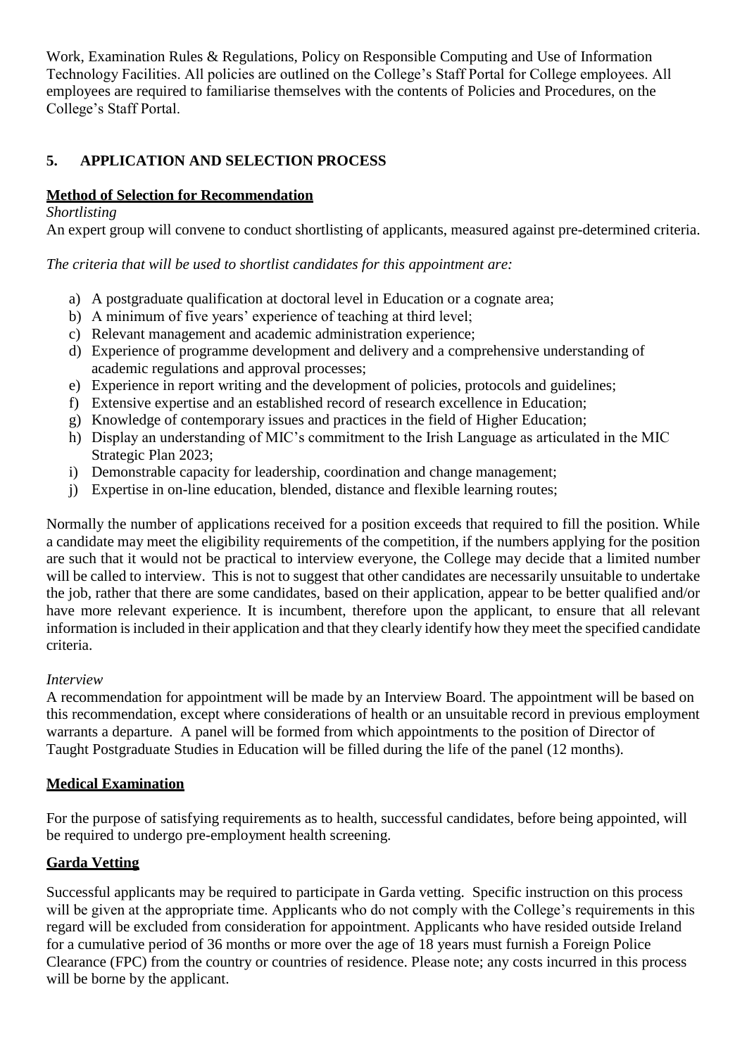Work, Examination Rules & Regulations, Policy on Responsible Computing and Use of Information Technology Facilities. All policies are outlined on the College's Staff Portal for College employees. All employees are required to familiarise themselves with the contents of Policies and Procedures, on the College's Staff Portal.

## 5. APPLICATION AND SELECTION PROCESS

**Method of Selection for Recommendation**

*Shortlisting*

An expert group will convene to conduct shortlisting of applicants, measured against pre-determined criteria.

*The criteria that will be used to shortlist candidates for this appointment are:*

a) A postgraduate qualification at doctoral level in Education or a cognate area;
b) A minimum of five years' experience of teaching at third level;
c) Relevant management and academic administration experience;
d) Experience of programme development and delivery and a comprehensive understanding of academic regulations and approval processes;
e) Experience in report writing and the development of policies, protocols and guidelines;
f) Extensive expertise and an established record of research excellence in Education;
g) Knowledge of contemporary issues and practices in the field of Higher Education;
h) Display an understanding of MIC's commitment to the Irish Language as articulated in the MIC Strategic Plan 2023;
i) Demonstrable capacity for leadership, coordination and change management;
j) Expertise in on-line education, blended, distance and flexible learning routes;

Normally the number of applications received for a position exceeds that required to fill the position. While a candidate may meet the eligibility requirements of the competition, if the numbers applying for the position are such that it would not be practical to interview everyone, the College may decide that a limited number will be called to interview. This is not to suggest that other candidates are necessarily unsuitable to undertake the job, rather that there are some candidates, based on their application, appear to be better qualified and/or have more relevant experience. It is incumbent, therefore upon the applicant, to ensure that all relevant information is included in their application and that they clearly identify how they meet the specified candidate criteria.

*Interview*

A recommendation for appointment will be made by an Interview Board. The appointment will be based on this recommendation, except where considerations of health or an unsuitable record in previous employment warrants a departure. A panel will be formed from which appointments to the position of Director of Taught Postgraduate Studies in Education will be filled during the life of the panel (12 months).

**Medical Examination**

For the purpose of satisfying requirements as to health, successful candidates, before being appointed, will be required to undergo pre-employment health screening.

**Garda Vetting**

Successful applicants may be required to participate in Garda vetting. Specific instruction on this process will be given at the appropriate time. Applicants who do not comply with the College's requirements in this regard will be excluded from consideration for appointment. Applicants who have resided outside Ireland for a cumulative period of 36 months or more over the age of 18 years must furnish a Foreign Police Clearance (FPC) from the country or countries of residence. Please note; any costs incurred in this process will be borne by the applicant.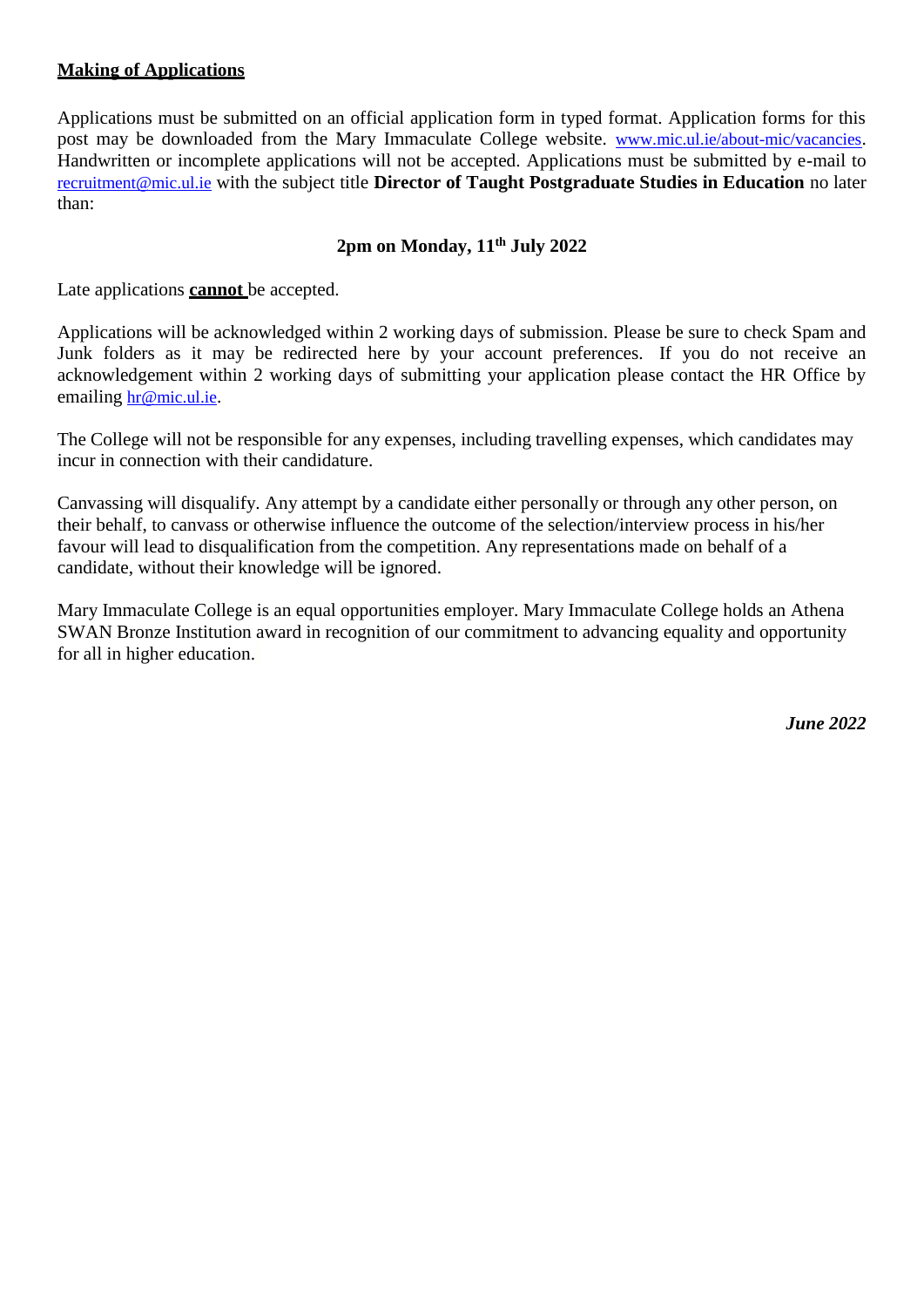**Making of Applications**

Applications must be submitted on an official application form in typed format. Application forms for this post may be downloaded from the Mary Immaculate College website. www.mic.ul.ie/about-mic/vacancies. Handwritten or incomplete applications will not be accepted. Applications must be submitted by e-mail to recruitment@mic.ul.ie with the subject title **Director of Taught Postgraduate Studies in Education** no later than:

**2pm on Monday, 11th July 2022**

Late applications **cannot** be accepted.

Applications will be acknowledged within 2 working days of submission. Please be sure to check Spam and Junk folders as it may be redirected here by your account preferences. If you do not receive an acknowledgement within 2 working days of submitting your application please contact the HR Office by emailing hr@mic.ul.ie.

The College will not be responsible for any expenses, including travelling expenses, which candidates may incur in connection with their candidature.

Canvassing will disqualify. Any attempt by a candidate either personally or through any other person, on their behalf, to canvass or otherwise influence the outcome of the selection/interview process in his/her favour will lead to disqualification from the competition. Any representations made on behalf of a candidate, without their knowledge will be ignored.

Mary Immaculate College is an equal opportunities employer. Mary Immaculate College holds an Athena SWAN Bronze Institution award in recognition of our commitment to advancing equality and opportunity for all in higher education.

***June 2022***